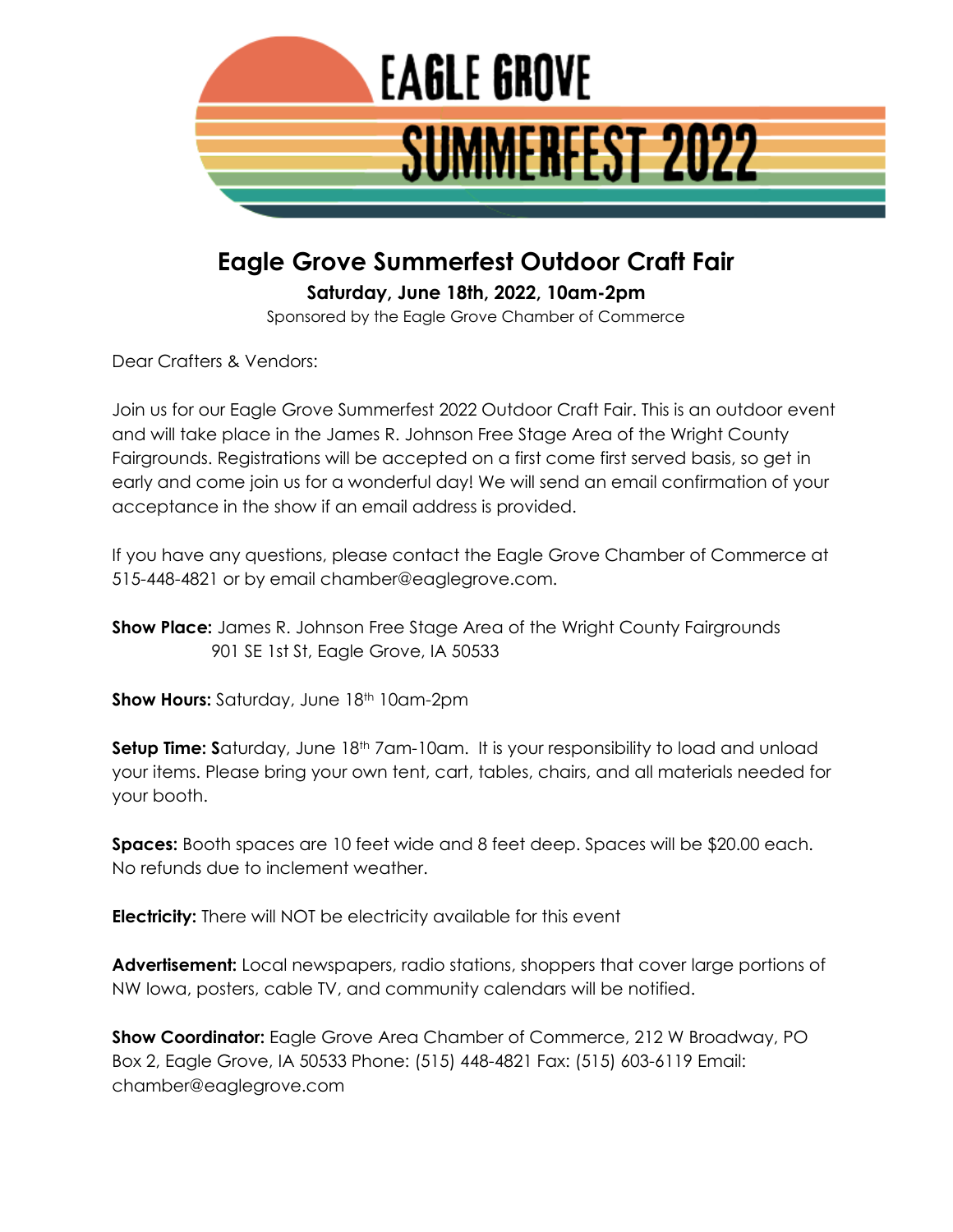# EAGLE GROVE SUMMERFEST 2022

## Eagle Grove Summerfest Outdoor Craft Fair

**Saturday, June 18th, 2022, 10am-2pm**

Sponsored by the Eagle Grove Chamber of Commerce

Dear Crafters & Vendors:

Join us for our Eagle Grove Summerfest 2022 Outdoor Craft Fair. This is an outdoor event and will take place in the James R. Johnson Free Stage Area of the Wright County Fairgrounds. Registrations will be accepted on a first come first served basis, so get in early and come join us for a wonderful day! We will send an email confirmation of your acceptance in the show if an email address is provided.

If you have any questions, please contact the Eagle Grove Chamber of Commerce at 515-448-4821 or by email chamber@eaglegrove.com.

**Show Place:** James R. Johnson Free Stage Area of the Wright County Fairgrounds
901 SE 1st St, Eagle Grove, IA 50533

**Show Hours:** Saturday, June 18th 10am-2pm

**Setup Time: S**aturday, June 18th 7am-10am. It is your responsibility to load and unload your items. Please bring your own tent, cart, tables, chairs, and all materials needed for your booth.

**Spaces:** Booth spaces are 10 feet wide and 8 feet deep. Spaces will be $20.00 each. No refunds due to inclement weather.

**Electricity:** There will NOT be electricity available for this event

**Advertisement:** Local newspapers, radio stations, shoppers that cover large portions of NW Iowa, posters, cable TV, and community calendars will be notified.

**Show Coordinator:** Eagle Grove Area Chamber of Commerce, 212 W Broadway, PO Box 2, Eagle Grove, IA 50533 Phone: (515) 448-4821 Fax: (515) 603-6119 Email: chamber@eaglegrove.com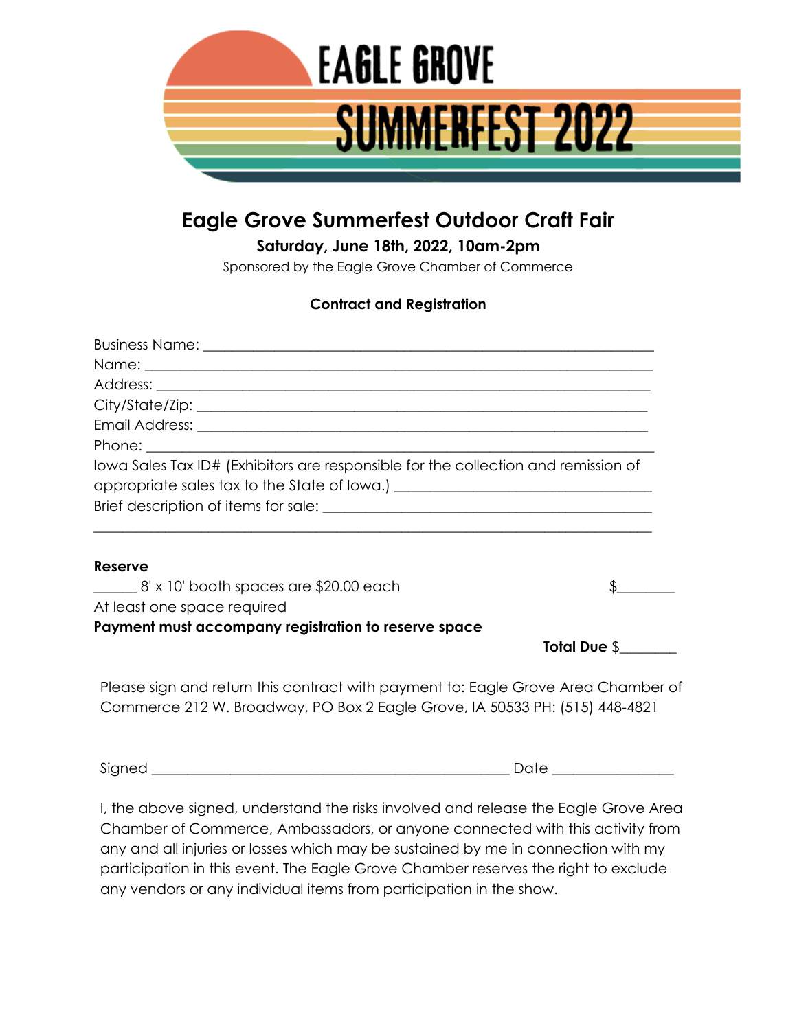EAGLE GROVE
SUMMERFEST 2022

# Eagle Grove Summerfest Outdoor Craft Fair

**Saturday, June 18th, 2022, 10am-2pm**

Sponsored by the Eagle Grove Chamber of Commerce

**Contract and Registration**

Business Name: ____________________________________________________________

Name: ____________________________________________________________

Address: ____________________________________________________________

City/State/Zip: ____________________________________________________________

Email Address: ____________________________________________________________

Phone: ____________________________________________________________

Iowa Sales Tax ID# (Exhibitors are responsible for the collection and remission of appropriate sales tax to the State of Iowa.) ________________________________

Brief description of items for sale: ________________________________________

____________________________________________________________

**Reserve**

______ 8' x 10' booth spaces are $20.00 each $________

At least one space required

**Payment must accompany registration to reserve space**

**Total Due** $________

Please sign and return this contract with payment to: Eagle Grove Area Chamber of Commerce 212 W. Broadway, PO Box 2 Eagle Grove, IA 50533 PH: (515) 448-4821

Signed ______________________________________________ Date ________________

I, the above signed, understand the risks involved and release the Eagle Grove Area Chamber of Commerce, Ambassadors, or anyone connected with this activity from any and all injuries or losses which may be sustained by me in connection with my participation in this event. The Eagle Grove Chamber reserves the right to exclude any vendors or any individual items from participation in the show.